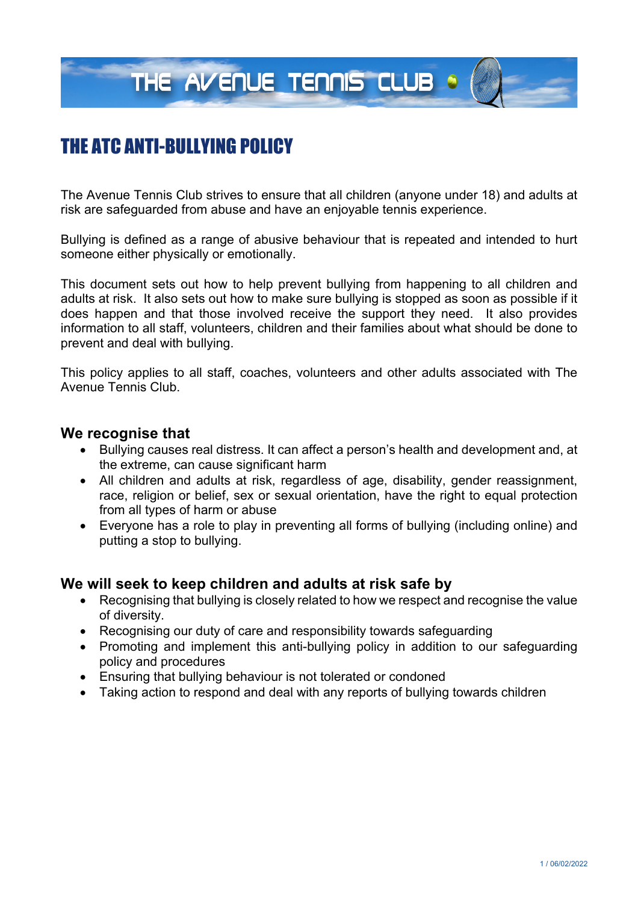# THE ATC ANTI-BULLYING POLICY

The Avenue Tennis Club strives to ensure that all children (anyone under 18) and adults at risk are safeguarded from abuse and have an enjoyable tennis experience.

Bullying is defined as a range of abusive behaviour that is repeated and intended to hurt someone either physically or emotionally.

This document sets out how to help prevent bullying from happening to all children and adults at risk. It also sets out how to make sure bullying is stopped as soon as possible if it does happen and that those involved receive the support they need. It also provides information to all staff, volunteers, children and their families about what should be done to prevent and deal with bullying.

This policy applies to all staff, coaches, volunteers and other adults associated with The Avenue Tennis Club.

## We recognise that

- Bullying causes real distress. It can affect a person's health and development and, at the extreme, can cause significant harm
- All children and adults at risk, regardless of age, disability, gender reassignment, race, religion or belief, sex or sexual orientation, have the right to equal protection from all types of harm or abuse
- Everyone has a role to play in preventing all forms of bullying (including online) and putting a stop to bullying.

## We will seek to keep children and adults at risk safe by

- Recognising that bullying is closely related to how we respect and recognise the value of diversity.
- Recognising our duty of care and responsibility towards safeguarding
- Promoting and implement this anti-bullying policy in addition to our safeguarding policy and procedures
- Ensuring that bullying behaviour is not tolerated or condoned
- Taking action to respond and deal with any reports of bullying towards children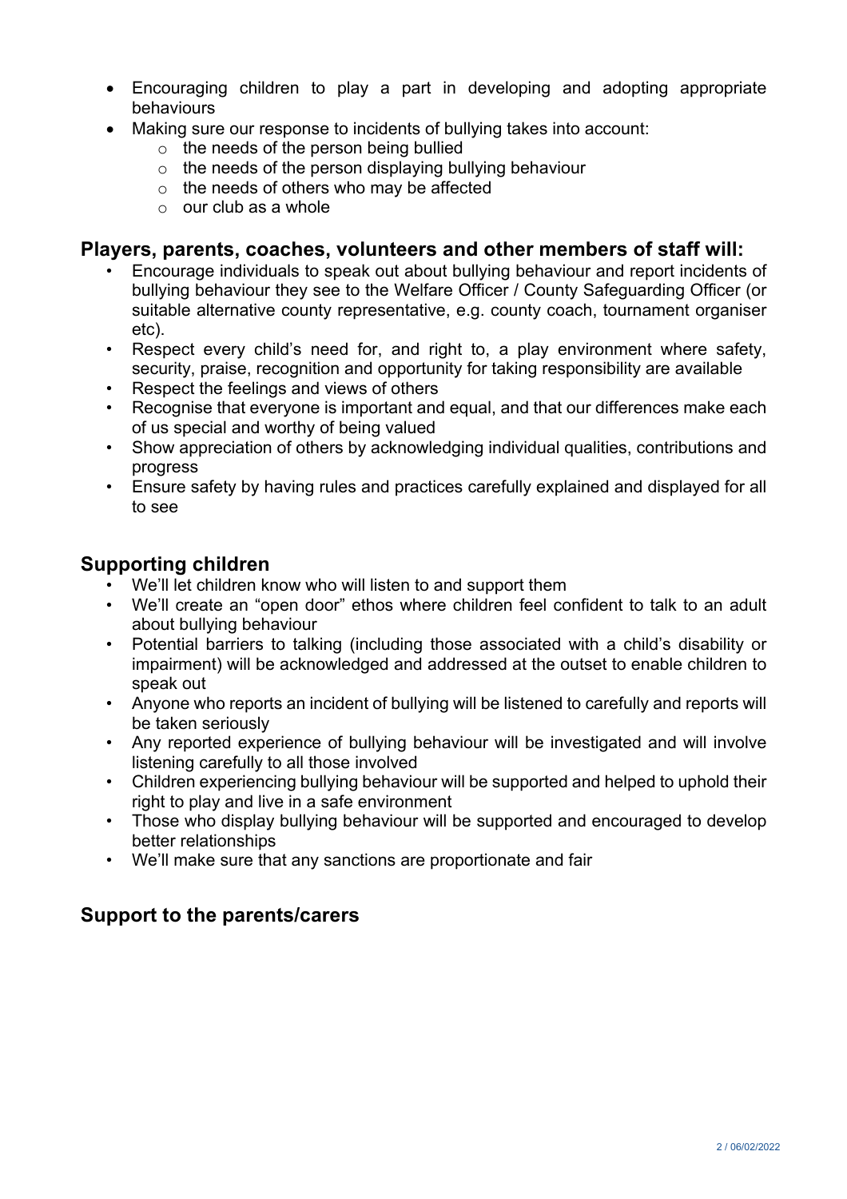- Encouraging children to play a part in developing and adopting appropriate behaviours
- Making sure our response to incidents of bullying takes into account:
  - the needs of the person being bullied
  - the needs of the person displaying bullying behaviour
  - the needs of others who may be affected
  - our club as a whole

## Players, parents, coaches, volunteers and other members of staff will:

- Encourage individuals to speak out about bullying behaviour and report incidents of bullying behaviour they see to the Welfare Officer / County Safeguarding Officer (or suitable alternative county representative, e.g. county coach, tournament organiser etc).
- Respect every child's need for, and right to, a play environment where safety, security, praise, recognition and opportunity for taking responsibility are available
- Respect the feelings and views of others
- Recognise that everyone is important and equal, and that our differences make each of us special and worthy of being valued
- Show appreciation of others by acknowledging individual qualities, contributions and progress
- Ensure safety by having rules and practices carefully explained and displayed for all to see

## Supporting children

- We'll let children know who will listen to and support them
- We'll create an "open door" ethos where children feel confident to talk to an adult about bullying behaviour
- Potential barriers to talking (including those associated with a child's disability or impairment) will be acknowledged and addressed at the outset to enable children to speak out
- Anyone who reports an incident of bullying will be listened to carefully and reports will be taken seriously
- Any reported experience of bullying behaviour will be investigated and will involve listening carefully to all those involved
- Children experiencing bullying behaviour will be supported and helped to uphold their right to play and live in a safe environment
- Those who display bullying behaviour will be supported and encouraged to develop better relationships
- We'll make sure that any sanctions are proportionate and fair

## Support to the parents/carers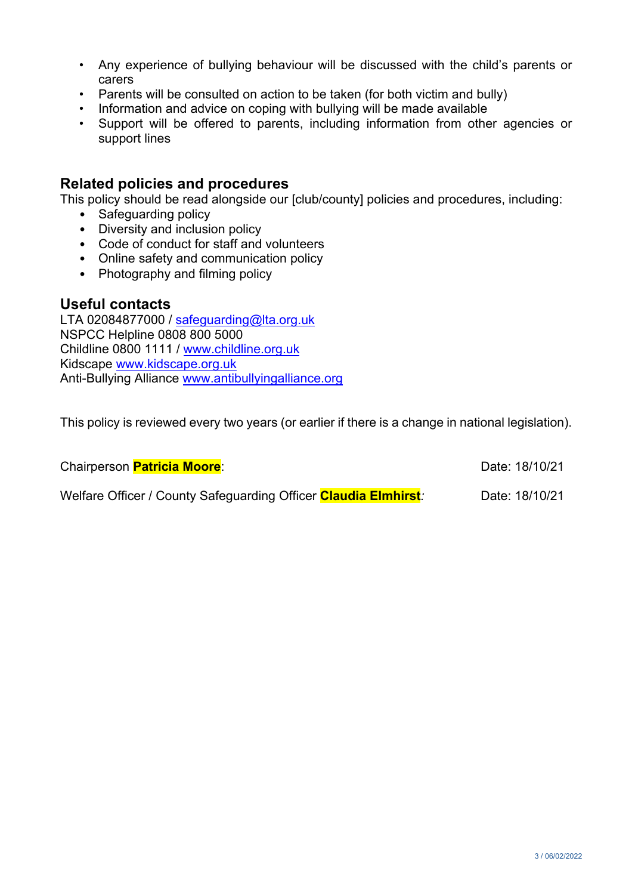- Any experience of bullying behaviour will be discussed with the child's parents or carers
- Parents will be consulted on action to be taken (for both victim and bully)
- Information and advice on coping with bullying will be made available
- Support will be offered to parents, including information from other agencies or support lines

## Related policies and procedures

This policy should be read alongside our [club/county] policies and procedures, including:

- Safeguarding policy
- Diversity and inclusion policy
- Code of conduct for staff and volunteers
- Online safety and communication policy
- Photography and filming policy

## Useful contacts

LTA 02084877000 / safeguarding@lta.org.uk
NSPCC Helpline 0808 800 5000
Childline 0800 1111 / www.childline.org.uk
Kidscape www.kidscape.org.uk
Anti-Bullying Alliance www.antibullyingalliance.org

This policy is reviewed every two years (or earlier if there is a change in national legislation).

Chairperson **Patricia Moore**: Date: 18/10/21

Welfare Officer / County Safeguarding Officer **Claudia Elmhirst**: Date: 18/10/21